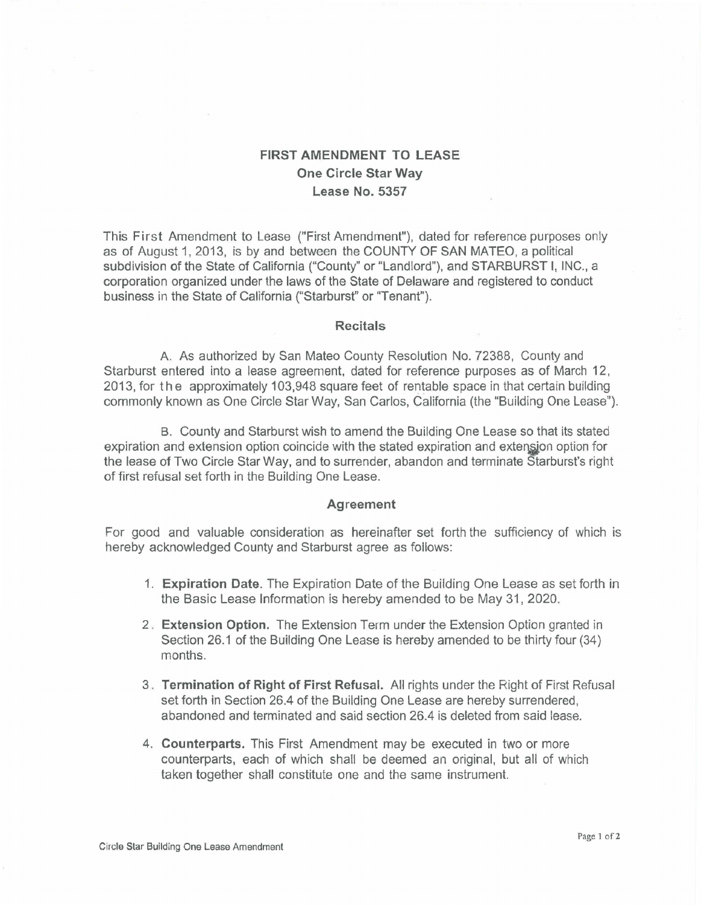# FIRST AMENDMENT TO LEASE
## One Circle Star Way
## Lease No. 5357

This First Amendment to Lease ("First Amendment"), dated for reference purposes only as of August 1, 2013, is by and between the COUNTY OF SAN MATEO, a political subdivision of the State of California ("County" or "Landlord"), and STARBURST I, INC., a corporation organized under the laws of the State of Delaware and registered to conduct business in the State of California ("Starburst" or "Tenant").

### Recitals

A. As authorized by San Mateo County Resolution No. 72388, County and Starburst entered into a lease agreement, dated for reference purposes as of March 12, 2013, for the approximately 103,948 square feet of rentable space in that certain building commonly known as One Circle Star Way, San Carlos, California (the "Building One Lease").

B. County and Starburst wish to amend the Building One Lease so that its stated expiration and extension option coincide with the stated expiration and extension option for the lease of Two Circle Star Way, and to surrender, abandon and terminate Starburst's right of first refusal set forth in the Building One Lease.

### Agreement

For good and valuable consideration as hereinafter set forth the sufficiency of which is hereby acknowledged County and Starburst agree as follows:

1. **Expiration Date.** The Expiration Date of the Building One Lease as set forth in the Basic Lease Information is hereby amended to be May 31, 2020.
2. **Extension Option.** The Extension Term under the Extension Option granted in Section 26.1 of the Building One Lease is hereby amended to be thirty four (34) months.
3. **Termination of Right of First Refusal.** All rights under the Right of First Refusal set forth in Section 26.4 of the Building One Lease are hereby surrendered, abandoned and terminated and said section 26.4 is deleted from said lease.
4. **Counterparts.** This First Amendment may be executed in two or more counterparts, each of which shall be deemed an original, but all of which taken together shall constitute one and the same instrument.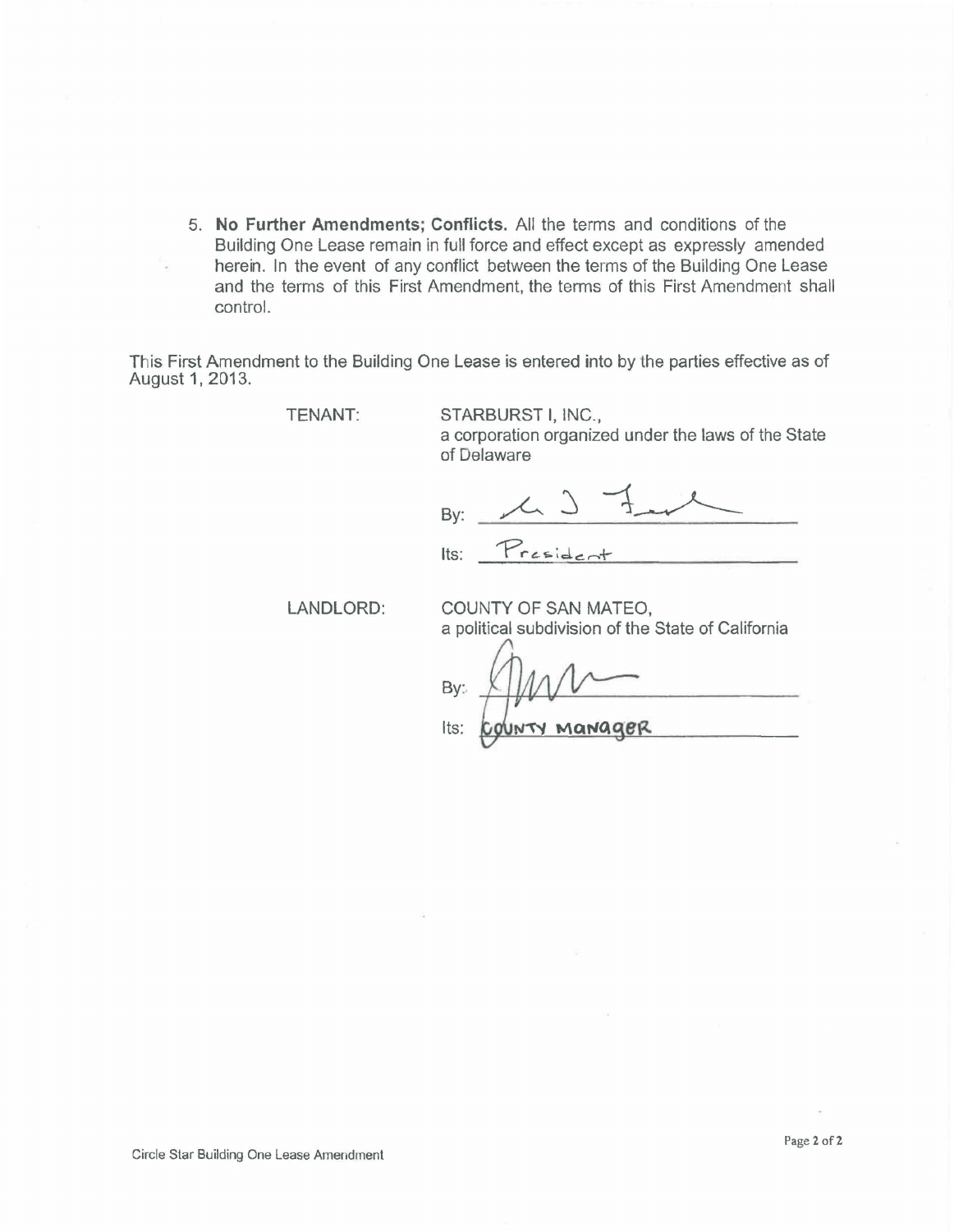5. **No Further Amendments; Conflicts.** All the terms and conditions of the Building One Lease remain in full force and effect except as expressly amended herein. In the event of any conflict between the terms of the Building One Lease and the terms of this First Amendment, the terms of this First Amendment shall control.

This First Amendment to the Building One Lease is entered into by the parties effective as of August 1, 2013.

TENANT:

STARBURST I, INC.,
a corporation organized under the laws of the State of Delaware

By: ______________________

Its: President

LANDLORD:

COUNTY OF SAN MATEO,
a political subdivision of the State of California

By: ______________________

Its: COUNTY MANAGER

Circle Star Building One Lease Amendment